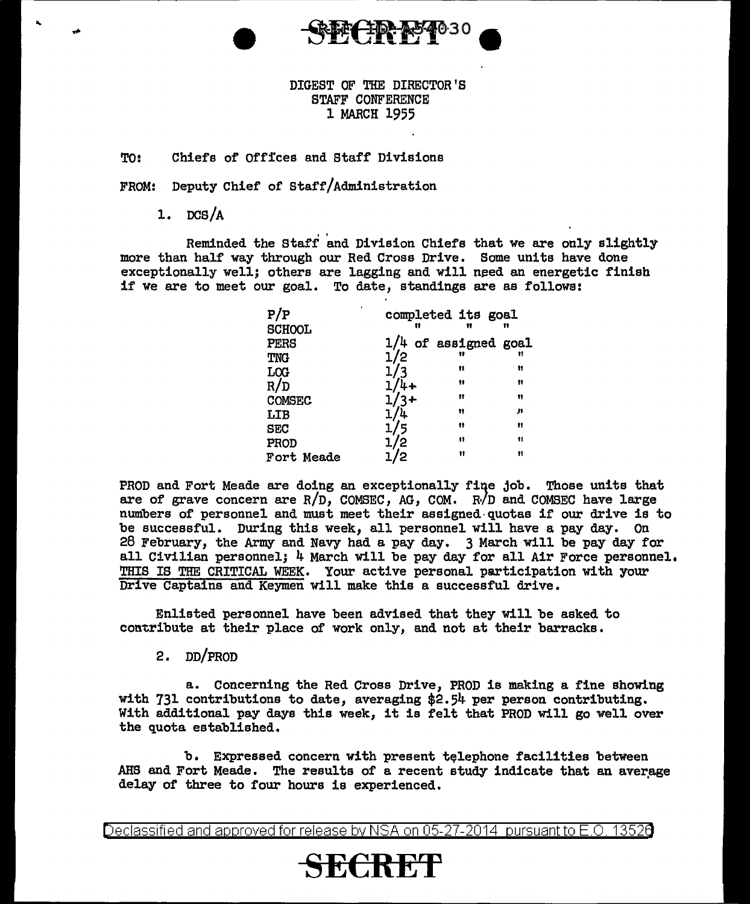SECRET

DIGEST OF THE DIRECTOR'S
STAFF CONFERENCE
1 MARCH 1955

TO: Chiefs of Offices and Staff Divisions

FROM: Deputy Chief of Staff/Administration

1. DCS/A

Reminded the Staff and Division Chiefs that we are only slightly more than half way through our Red Cross Drive. Some units have done exceptionally well; others are lagging and will need an energetic finish if we are to meet our goal. To date, standings are as follows:

| | |
|---|---|
| P/P | completed its goal |
| SCHOOL | " " " |
| PERS | 1/4 of assigned goal |
| TNG | 1/2 " " |
| LOG | 1/3 " " |
| R/D | 1/4+ " " |
| COMSEC | 1/3+ " " |
| LIB | 1/4 " " |
| SEC | 1/5 " " |
| PROD | 1/2 " " |
| Fort Meade | 1/2 " " |

PROD and Fort Meade are doing an exceptionally fine job. Those units that are of grave concern are R/D, COMSEC, AG, COM. R/D and COMSEC have large numbers of personnel and must meet their assigned quotas if our drive is to be successful. During this week, all personnel will have a pay day. On 28 February, the Army and Navy had a pay day. 3 March will be pay day for all Civilian personnel; 4 March will be pay day for all Air Force personnel. THIS IS THE CRITICAL WEEK. Your active personal participation with your Drive Captains and Keymen will make this a successful drive.

Enlisted personnel have been advised that they will be asked to contribute at their place of work only, and not at their barracks.

2. DD/PROD

a. Concerning the Red Cross Drive, PROD is making a fine showing with 731 contributions to date, averaging $2.54 per person contributing. With additional pay days this week, it is felt that PROD will go well over the quota established.

b. Expressed concern with present telephone facilities between AHS and Fort Meade. The results of a recent study indicate that an average delay of three to four hours is experienced.

Declassified and approved for release by NSA on 05-27-2014 pursuant to E.O. 13526

SECRET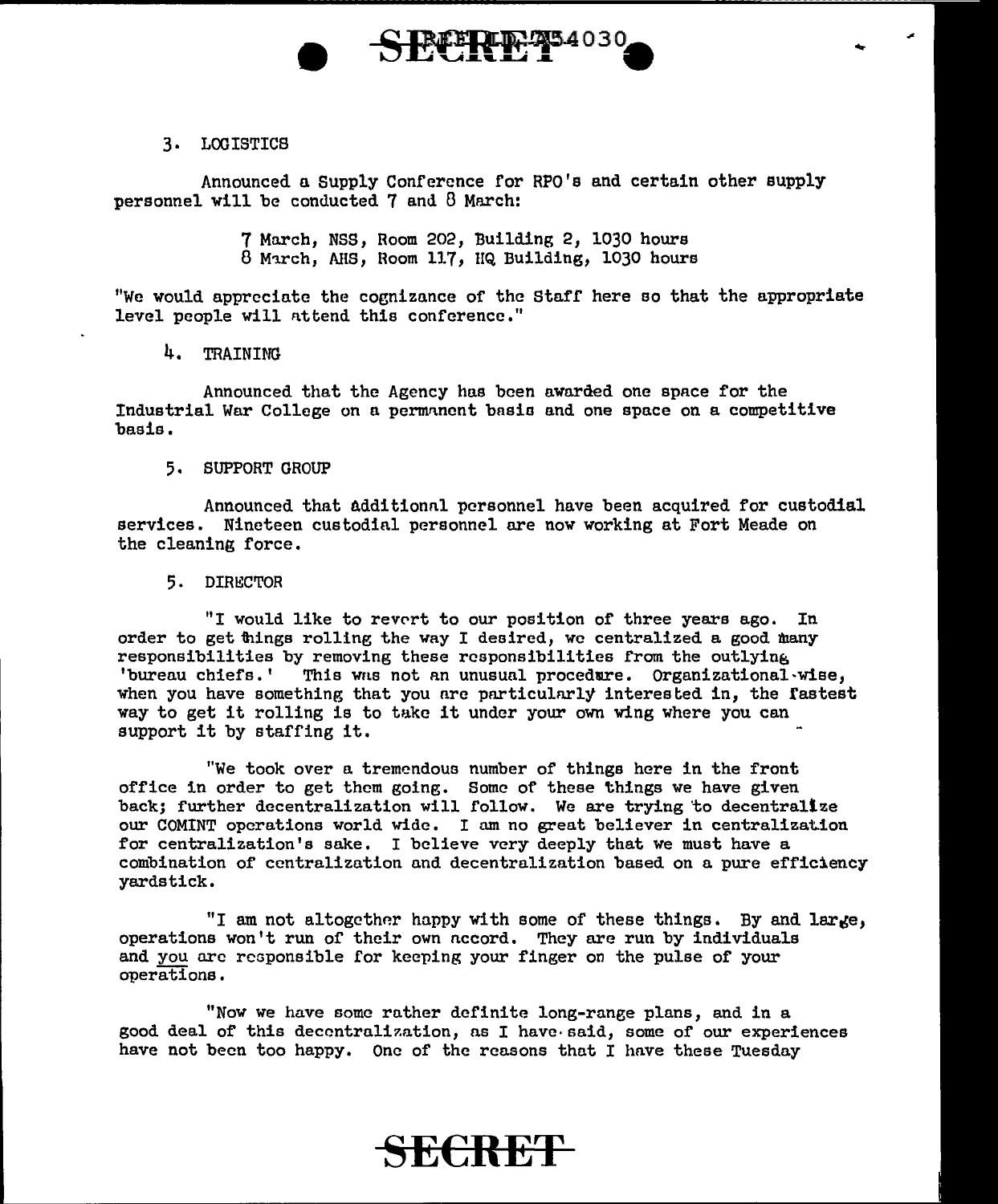3. LOGISTICS

Announced a Supply Conference for RPO's and certain other supply personnel will be conducted 7 and 8 March:

7 March, NSS, Room 202, Building 2, 1030 hours
8 March, AHS, Room 117, HQ Building, 1030 hours

"We would appreciate the cognizance of the Staff here so that the appropriate level people will attend this conference."

4. TRAINING

Announced that the Agency has been awarded one space for the Industrial War College on a permanent basis and one space on a competitive basis.

5. SUPPORT GROUP

Announced that additional personnel have been acquired for custodial services. Nineteen custodial personnel are now working at Fort Meade on the cleaning force.

5. DIRECTOR

"I would like to revert to our position of three years ago. In order to get things rolling the way I desired, we centralized a good many responsibilities by removing these responsibilities from the outlying 'bureau chiefs.' This was not an unusual procedure. Organizational-wise, when you have something that you are particularly interested in, the fastest way to get it rolling is to take it under your own wing where you can support it by staffing it.

"We took over a tremendous number of things here in the front office in order to get them going. Some of these things we have given back; further decentralization will follow. We are trying to decentralize our COMINT operations world wide. I am no great believer in centralization for centralization's sake. I believe very deeply that we must have a combination of centralization and decentralization based on a pure efficiency yardstick.

"I am not altogether happy with some of these things. By and large, operations won't run of their own accord. They are run by individuals and you are responsible for keeping your finger on the pulse of your operations.

"Now we have some rather definite long-range plans, and in a good deal of this decentralization, as I have said, some of our experiences have not been too happy. One of the reasons that I have these Tuesday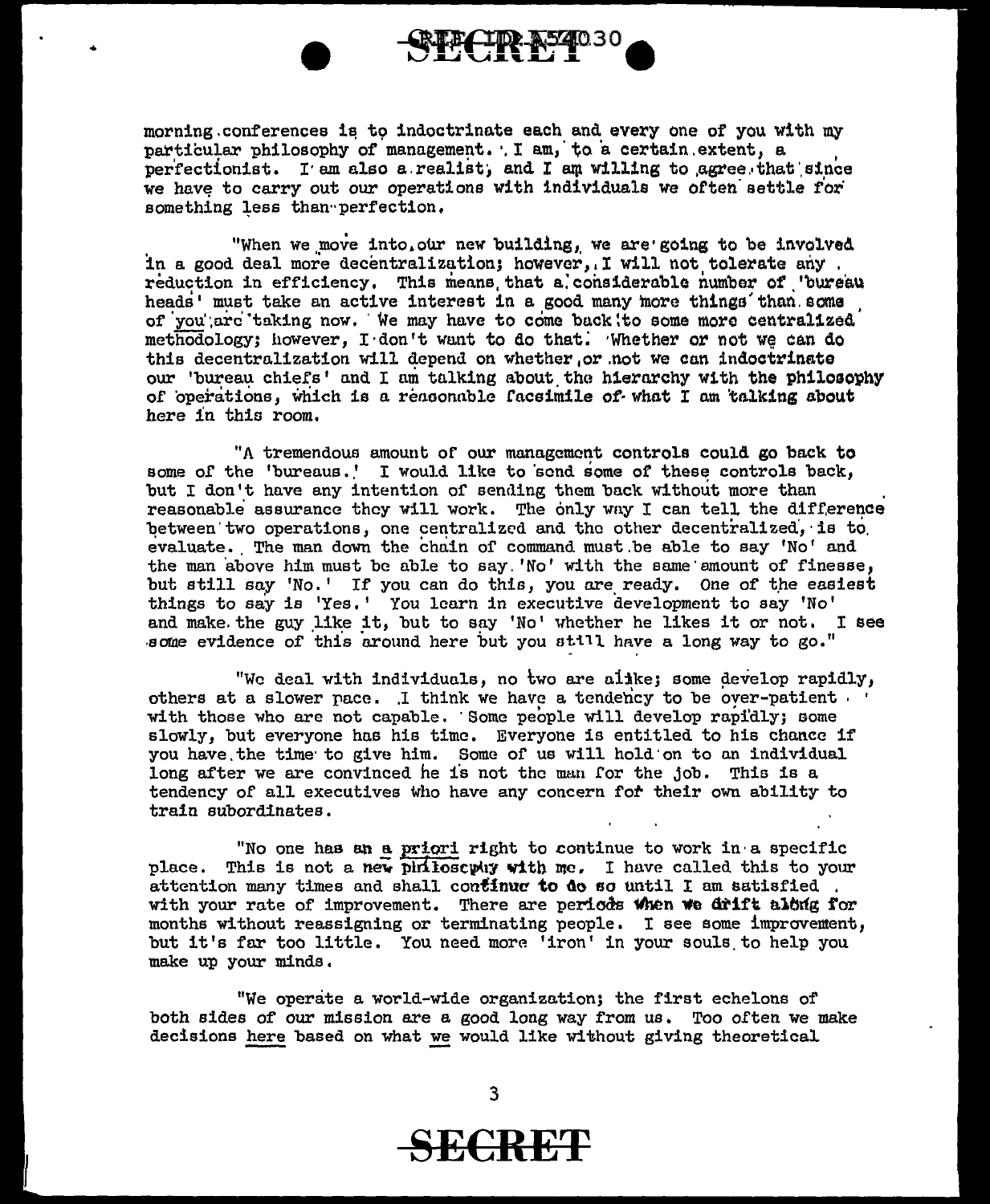morning conferences is to indoctrinate each and every one of you with my particular philosophy of management. I am, to a certain extent, a perfectionist. I am also a realist, and I am willing to agree that since we have to carry out our operations with individuals we often settle for something less than perfection.

"When we move into our new building, we are going to be involved in a good deal more decentralization; however, I will not tolerate any reduction in efficiency. This means that a considerable number of 'bureau heads' must take an active interest in a good many more things than some of you are taking now. We may have to come back to some more centralized methodology; however, I don't want to do that. Whether or not we can do this decentralization will depend on whether or not we can indoctrinate our 'bureau chiefs' and I am talking about the hierarchy with the philosophy of operations, which is a reasonable facsimile of what I am talking about here in this room.

"A tremendous amount of our management controls could go back to some of the 'bureaus.' I would like to send some of these controls back, but I don't have any intention of sending them back without more than reasonable assurance they will work. The only way I can tell the difference between two operations, one centralized and the other decentralized, is to evaluate. The man down the chain of command must be able to say 'No' and the man above him must be able to say 'No' with the same amount of finesse, but still say 'No.' If you can do this, you are ready. One of the easiest things to say is 'Yes.' You learn in executive development to say 'No' and make the guy like it, but to say 'No' whether he likes it or not. I see some evidence of this around here but you still have a long way to go."

"We deal with individuals, no two are alike; some develop rapidly, others at a slower pace. I think we have a tendency to be over-patient with those who are not capable. Some people will develop rapidly; some slowly, but everyone has his time. Everyone is entitled to his chance if you have the time to give him. Some of us will hold on to an individual long after we are convinced he is not the man for the job. This is a tendency of all executives who have any concern for their own ability to train subordinates.

"No one has an *a priori* right to continue to work in a specific place. This is not a new philosophy with me. I have called this to your attention many times and shall continue to do so until I am satisfied with your rate of improvement. There are periods when we drift along for months without reassigning or terminating people. I see some improvement, but it's far too little. You need more 'iron' in your souls to help you make up your minds.

"We operate a world-wide organization; the first echelons of both sides of our mission are a good long way from us. Too often we make decisions here based on what we would like without giving theoretical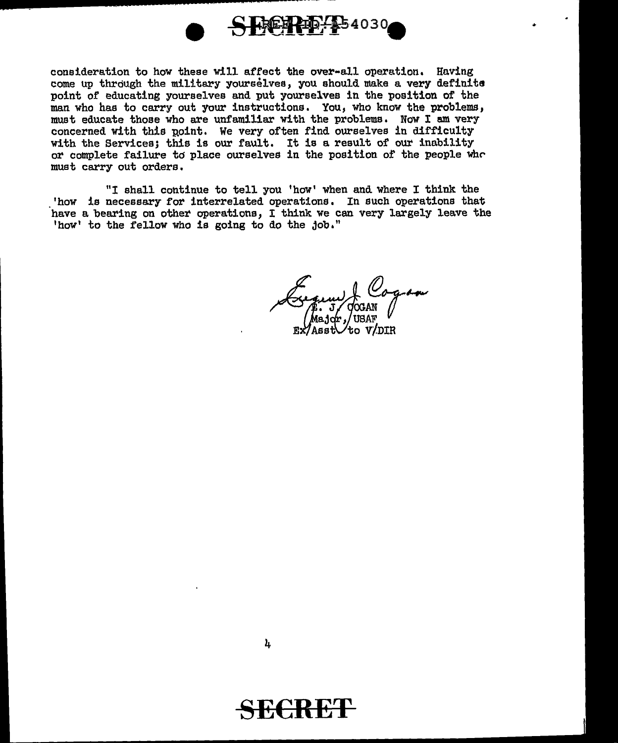**SECRET**

consideration to how these will affect the over-all operation. Having come up through the military yourselves, you should make a very definite point of educating yourselves and put yourselves in the position of the man who has to carry out your instructions. You, who know the problems, must educate those who are unfamiliar with the problems. Now I am very concerned with this point. We very often find ourselves in difficulty with the Services; this is our fault. It is a result of our inability or complete failure to place ourselves in the position of the people who must carry out orders.

"I shall continue to tell you 'how' when and where I think the 'how is necessary for interrelated operations. In such operations that have a bearing on other operations, I think we can very largely leave the 'how' to the fellow who is going to do the job."

E. J. COGAN
Major, USAF
Ex/Asst to V/DIR

**SECRET**